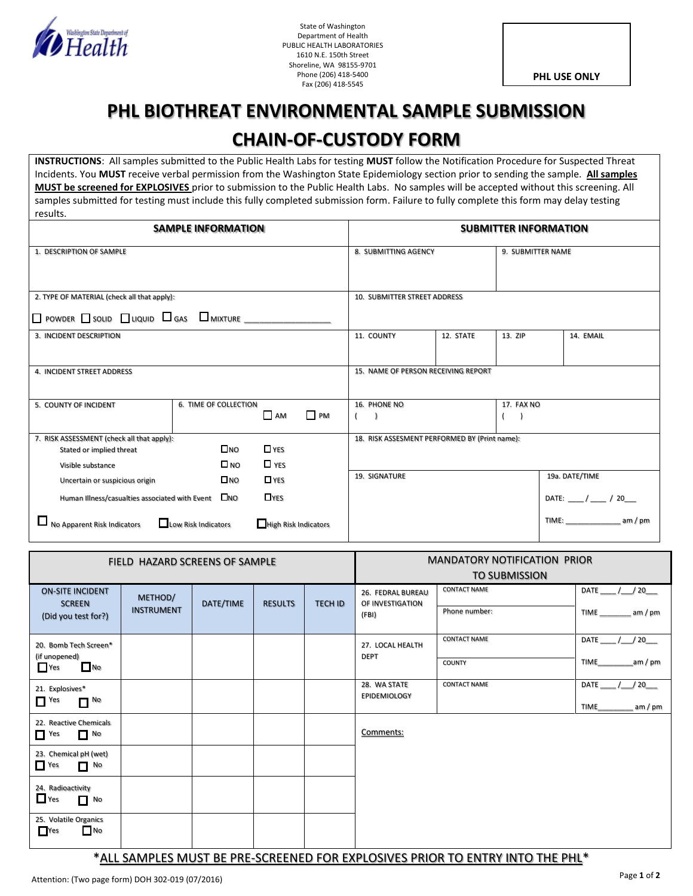State of Washington
Department of Health
PUBLIC HEALTH LABORATORIES
1610 N.E. 150th Street
Shoreline, WA 98155-9701
Phone (206) 418-5400
Fax (206) 418-5545

**PHL USE ONLY**

# PHL BIOTHREAT ENVIRONMENTAL SAMPLE SUBMISSION
# CHAIN-OF-CUSTODY FORM

**INSTRUCTIONS**: All samples submitted to the Public Health Labs for testing **MUST** follow the Notification Procedure for Suspected Threat Incidents. You **MUST** receive verbal permission from the Washington State Epidemiology section prior to sending the sample. **All samples MUST be screened for EXPLOSIVES** prior to submission to the Public Health Labs. No samples will be accepted without this screening. All samples submitted for testing must include this fully completed submission form. Failure to fully complete this form may delay testing results.

| SAMPLE INFORMATION | SUBMITTER INFORMATION |
|---|---|
| 1. DESCRIPTION OF SAMPLE | 8. SUBMITTING AGENCY / 9. SUBMITTER NAME |
| 2. TYPE OF MATERIAL (check all that apply): ☐ POWDER ☐ SOLID ☐ LIQUID ☐ GAS ☐ MIXTURE ________________ | 10. SUBMITTER STREET ADDRESS |
| 3. INCIDENT DESCRIPTION | 11. COUNTY / 12. STATE / 13. ZIP / 14. EMAIL |
| 4. INCIDENT STREET ADDRESS | 15. NAME OF PERSON RECEIVING REPORT |
| 5. COUNTY OF INCIDENT / 6. TIME OF COLLECTION ☐ AM ☐ PM | 16. PHONE NO ( ) / 17. FAX NO ( ) |
| 7. RISK ASSESSMENT (check all that apply):<br>Stated or implied threat ☐NO ☐YES<br>Visible substance ☐NO ☐YES<br>Uncertain or suspicious origin ☐NO ☐YES<br>Human Illness/casualties associated with Event ☐NO ☐YES<br>☐ No Apparent Risk Indicators ☐ Low Risk Indicators ☐ High Risk Indicators | 18. RISK ASSESMENT PERFORMED BY (Print name):<br>19. SIGNATURE / 19a. DATE/TIME<br>DATE: ____ / ____ / 20__<br>TIME: ____________ am / pm |

| FIELD HAZARD SCREENS OF SAMPLE | | | | |
|---|---|---|---|---|
| ON-SITE INCIDENT SCREEN (Did you test for?) | METHOD/ INSTRUMENT | DATE/TIME | RESULTS | TECH ID |
| 20. Bomb Tech Screen* (if unopened) ☐Yes ☐No | | | | |
| 21. Explosives* ☐Yes ☐No | | | | |
| 22. Reactive Chemicals ☐Yes ☐No | | | | |
| 23. Chemical pH (wet) ☐Yes ☐No | | | | |
| 24. Radioactivity ☐Yes ☐No | | | | |
| 25. Volatile Organics ☐Yes ☐No | | | | |

| MANDATORY NOTIFICATION PRIOR TO SUBMISSION | | |
|---|---|---|
| 26. FEDRAL BUREAU OF INVESTIGATION (FBI) | CONTACT NAME<br>Phone number: | DATE ____ /___/ 20___<br>TIME ________ am / pm |
| 27. LOCAL HEALTH DEPT | CONTACT NAME<br>COUNTY | DATE ____ /___/ 20___<br>TIME________am / pm |
| 28. WA STATE EPIDEMIOLOGY | CONTACT NAME | DATE ____ /___/ 20___<br>TIME________ am / pm |

Comments:

*ALL SAMPLES MUST BE PRE-SCREENED FOR EXPLOSIVES PRIOR TO ENTRY INTO THE PHL*

Attention: (Two page form) DOH 302-019 (07/2016)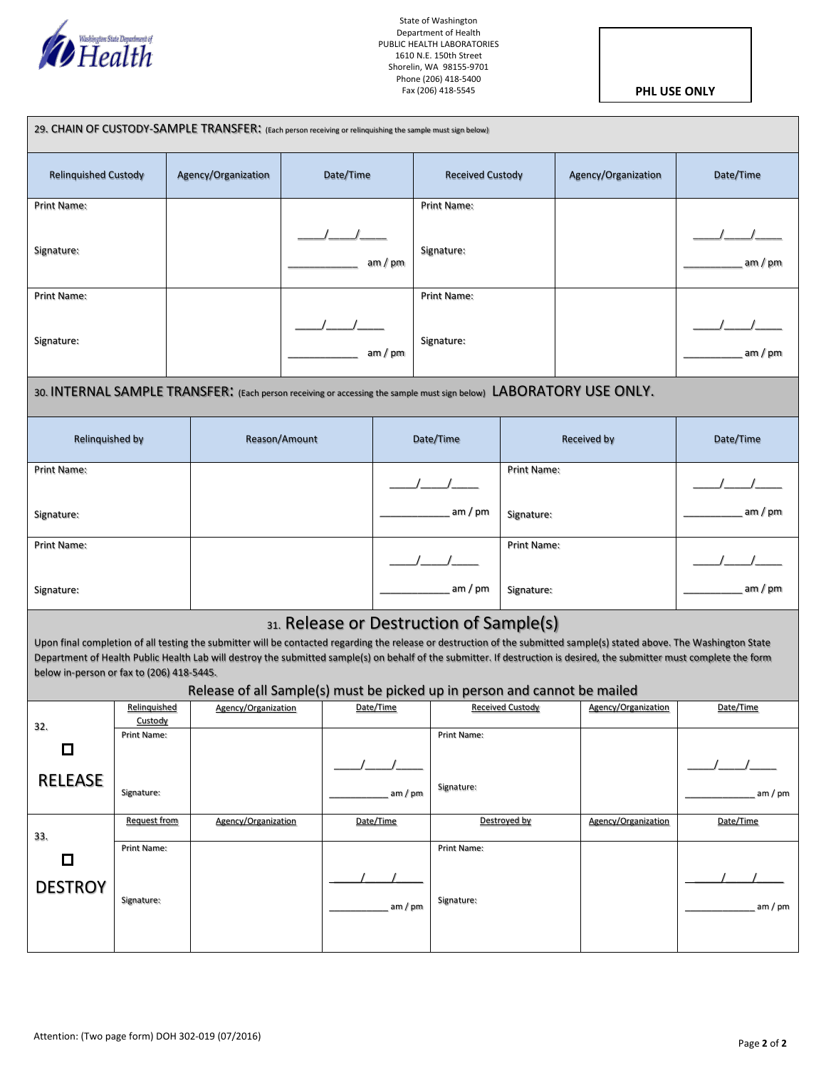Washington State Department of Health

State of Washington
Department of Health
PUBLIC HEALTH LABORATORIES
1610 N.E. 150th Street
Shoreline, WA 98155-9701
Phone (206) 418-5400
Fax (206) 418-5545

**PHL USE ONLY**

## 29. CHAIN OF CUSTODY-SAMPLE TRANSFER: (Each person receiving or relinquishing the sample must sign below)

| Relinquished Custody | Agency/Organization | Date/Time | Received Custody | Agency/Organization | Date/Time |
|---|---|---|---|---|---|
| Print Name: Signature: | | ____/____/____ ____________ am / pm | Print Name: Signature: | | ____/____/____ ____________ am / pm |
| Print Name: Signature: | | ____/____/____ ____________ am / pm | Print Name: Signature: | | ____/____/____ ____________ am / pm |

## 30. INTERNAL SAMPLE TRANSFER: (Each person receiving or accessing the sample must sign below) LABORATORY USE ONLY.

| Relinquished by | Reason/Amount | Date/Time | Received by | Date/Time |
|---|---|---|---|---|
| Print Name: Signature: | | ____/____/____ ____________ am / pm | Print Name: Signature: | ____/____/____ ____________ am / pm |
| Print Name: Signature: | | ____/____/____ ____________ am / pm | Print Name: Signature: | ____/____/____ ____________ am / pm |

## 31. Release or Destruction of Sample(s)

Upon final completion of all testing the submitter will be contacted regarding the release or destruction of the submitted sample(s) stated above. The Washington State Department of Health Public Health Lab will destroy the submitted sample(s) on behalf of the submitter. If destruction is desired, the submitter must complete the form below in-person or fax to (206) 418-5445.

**Release of all Sample(s) must be picked up in person and cannot be mailed**

| | | | | | | |
|---|---|---|---|---|---|---|
| 32. ☐ RELEASE | Relinquished Custody | Agency/Organization | Date/Time | Received Custody | Agency/Organization | Date/Time |
| | Print Name: Signature: | | ____/____/____ ____________ am / pm | Print Name: Signature: | | ____/____/____ ____________ am / pm |
| 33. ☐ DESTROY | Request from | Agency/Organization | Date/Time | Destroyed by | Agency/Organization | Date/Time |
| | Print Name: Signature: | | ____/____/____ ____________ am / pm | Print Name: Signature: | | ____/____/____ ____________ am / pm |

Attention: (Two page form) DOH 302-019 (07/2016)